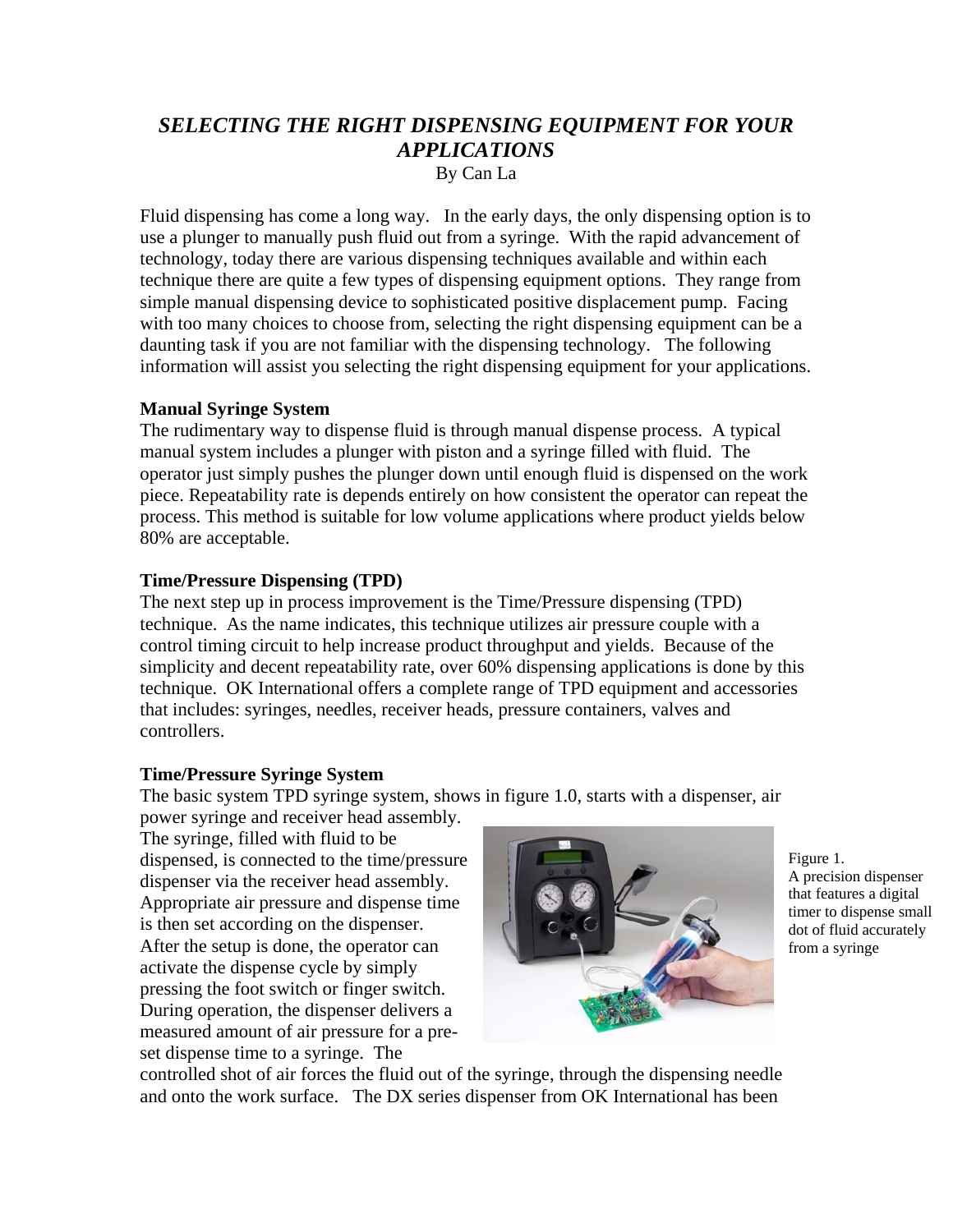# *SELECTING THE RIGHT DISPENSING EQUIPMENT FOR YOUR APPLICATIONS*

By Can La

Fluid dispensing has come a long way. In the early days, the only dispensing option is to use a plunger to manually push fluid out from a syringe. With the rapid advancement of technology, today there are various dispensing techniques available and within each technique there are quite a few types of dispensing equipment options. They range from simple manual dispensing device to sophisticated positive displacement pump. Facing with too many choices to choose from, selecting the right dispensing equipment can be a daunting task if you are not familiar with the dispensing technology. The following information will assist you selecting the right dispensing equipment for your applications.

**Manual Syringe System**

The rudimentary way to dispense fluid is through manual dispense process. A typical manual system includes a plunger with piston and a syringe filled with fluid. The operator just simply pushes the plunger down until enough fluid is dispensed on the work piece. Repeatability rate is depends entirely on how consistent the operator can repeat the process. This method is suitable for low volume applications where product yields below 80% are acceptable.

**Time/Pressure Dispensing (TPD)**

The next step up in process improvement is the Time/Pressure dispensing (TPD) technique. As the name indicates, this technique utilizes air pressure couple with a control timing circuit to help increase product throughput and yields. Because of the simplicity and decent repeatability rate, over 60% dispensing applications is done by this technique. OK International offers a complete range of TPD equipment and accessories that includes: syringes, needles, receiver heads, pressure containers, valves and controllers.

**Time/Pressure Syringe System**

The basic system TPD syringe system, shows in figure 1.0, starts with a dispenser, air power syringe and receiver head assembly. The syringe, filled with fluid to be dispensed, is connected to the time/pressure dispenser via the receiver head assembly. Appropriate air pressure and dispense time is then set according on the dispenser. After the setup is done, the operator can activate the dispense cycle by simply pressing the foot switch or finger switch. During operation, the dispenser delivers a measured amount of air pressure for a pre-set dispense time to a syringe. The controlled shot of air forces the fluid out of the syringe, through the dispensing needle and onto the work surface. The DX series dispenser from OK International has been

Figure 1.
A precision dispenser that features a digital timer to dispense small dot of fluid accurately from a syringe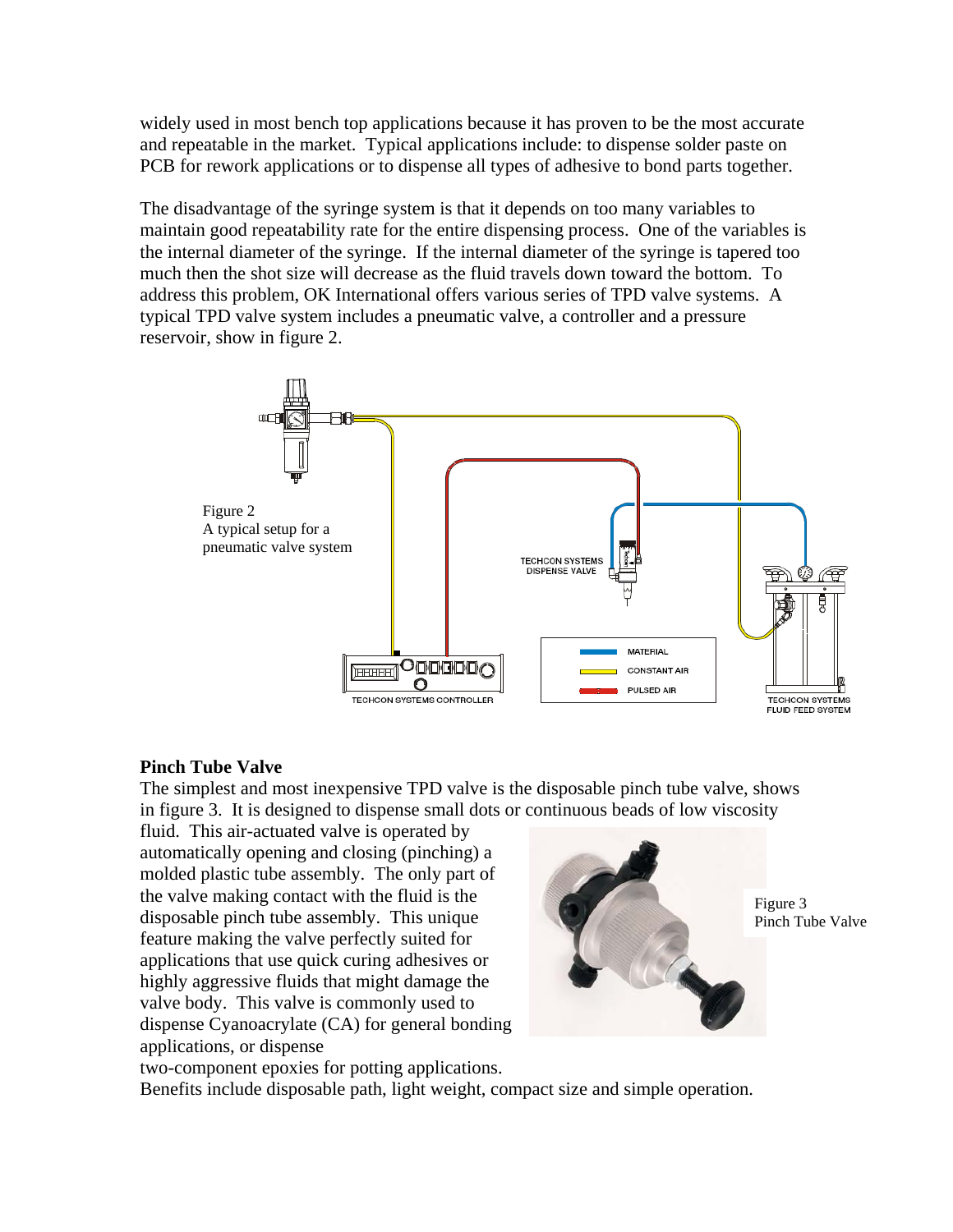widely used in most bench top applications because it has proven to be the most accurate and repeatable in the market. Typical applications include: to dispense solder paste on PCB for rework applications or to dispense all types of adhesive to bond parts together.

The disadvantage of the syringe system is that it depends on too many variables to maintain good repeatability rate for the entire dispensing process. One of the variables is the internal diameter of the syringe. If the internal diameter of the syringe is tapered too much then the shot size will decrease as the fluid travels down toward the bottom. To address this problem, OK International offers various series of TPD valve systems. A typical TPD valve system includes a pneumatic valve, a controller and a pressure reservoir, show in figure 2.

Figure 2
A typical setup for a pneumatic valve system

## Pinch Tube Valve

The simplest and most inexpensive TPD valve is the disposable pinch tube valve, shows in figure 3. It is designed to dispense small dots or continuous beads of low viscosity fluid. This air-actuated valve is operated by automatically opening and closing (pinching) a molded plastic tube assembly. The only part of the valve making contact with the fluid is the disposable pinch tube assembly. This unique feature making the valve perfectly suited for applications that use quick curing adhesives or highly aggressive fluids that might damage the valve body. This valve is commonly used to dispense Cyanoacrylate (CA) for general bonding applications, or dispense two-component epoxies for potting applications.

Figure 3
Pinch Tube Valve

Benefits include disposable path, light weight, compact size and simple operation.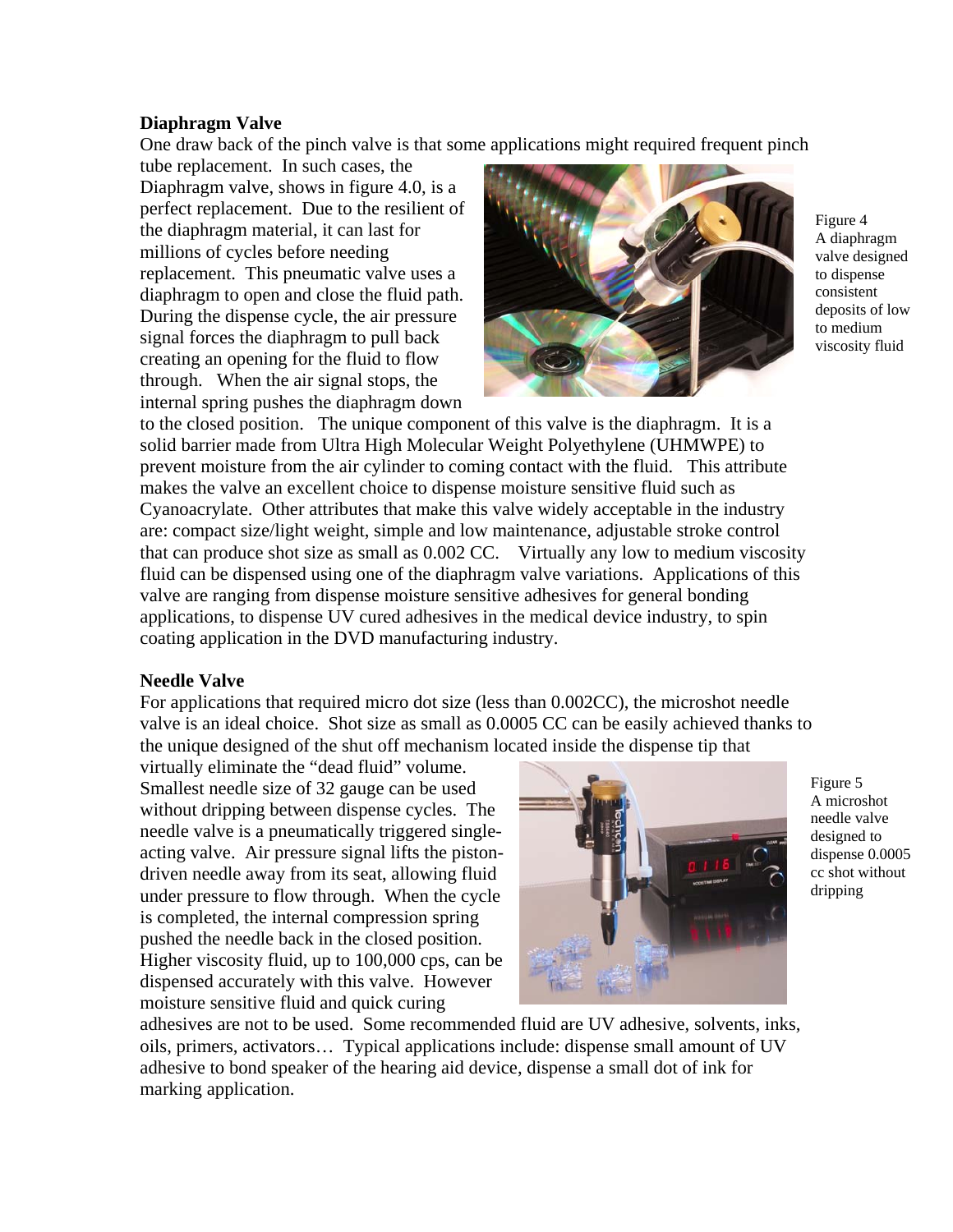**Diaphragm Valve**

One draw back of the pinch valve is that some applications might required frequent pinch tube replacement. In such cases, the Diaphragm valve, shows in figure 4.0, is a perfect replacement. Due to the resilient of the diaphragm material, it can last for millions of cycles before needing replacement. This pneumatic valve uses a diaphragm to open and close the fluid path. During the dispense cycle, the air pressure signal forces the diaphragm to pull back creating an opening for the fluid to flow through. When the air signal stops, the internal spring pushes the diaphragm down to the closed position. The unique component of this valve is the diaphragm. It is a solid barrier made from Ultra High Molecular Weight Polyethylene (UHMWPE) to prevent moisture from the air cylinder to coming contact with the fluid. This attribute makes the valve an excellent choice to dispense moisture sensitive fluid such as Cyanoacrylate. Other attributes that make this valve widely acceptable in the industry are: compact size/light weight, simple and low maintenance, adjustable stroke control that can produce shot size as small as 0.002 CC. Virtually any low to medium viscosity fluid can be dispensed using one of the diaphragm valve variations. Applications of this valve are ranging from dispense moisture sensitive adhesives for general bonding applications, to dispense UV cured adhesives in the medical device industry, to spin coating application in the DVD manufacturing industry.

Figure 4
A diaphragm valve designed to dispense consistent deposits of low to medium viscosity fluid

**Needle Valve**

For applications that required micro dot size (less than 0.002CC), the microshot needle valve is an ideal choice. Shot size as small as 0.0005 CC can be easily achieved thanks to the unique designed of the shut off mechanism located inside the dispense tip that virtually eliminate the "dead fluid" volume. Smallest needle size of 32 gauge can be used without dripping between dispense cycles. The needle valve is a pneumatically triggered single-acting valve. Air pressure signal lifts the piston-driven needle away from its seat, allowing fluid under pressure to flow through. When the cycle is completed, the internal compression spring pushed the needle back in the closed position. Higher viscosity fluid, up to 100,000 cps, can be dispensed accurately with this valve. However moisture sensitive fluid and quick curing adhesives are not to be used. Some recommended fluid are UV adhesive, solvents, inks, oils, primers, activators… Typical applications include: dispense small amount of UV adhesive to bond speaker of the hearing aid device, dispense a small dot of ink for marking application.

Figure 5
A microshot needle valve designed to dispense 0.0005 cc shot without dripping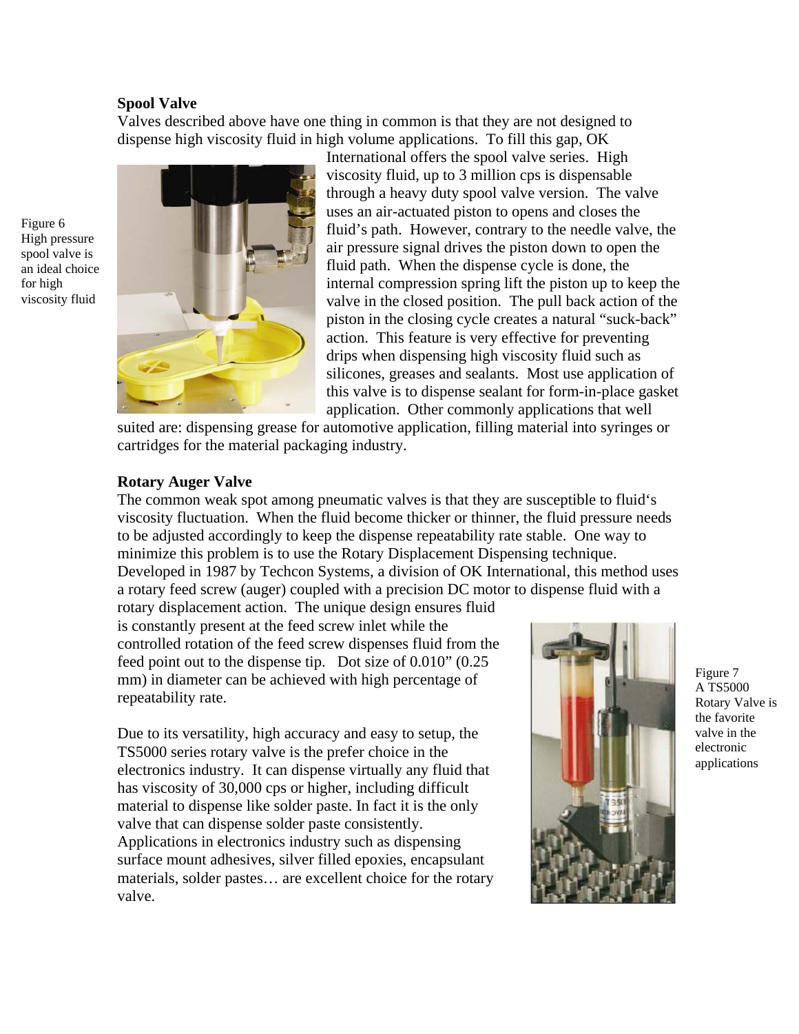**Spool Valve**

Valves described above have one thing in common is that they are not designed to dispense high viscosity fluid in high volume applications. To fill this gap, OK International offers the spool valve series. High viscosity fluid, up to 3 million cps is dispensable through a heavy duty spool valve version. The valve uses an air-actuated piston to opens and closes the fluid's path. However, contrary to the needle valve, the air pressure signal drives the piston down to open the fluid path. When the dispense cycle is done, the internal compression spring lift the piston up to keep the valve in the closed position. The pull back action of the piston in the closing cycle creates a natural "suck-back" action. This feature is very effective for preventing drips when dispensing high viscosity fluid such as silicones, greases and sealants. Most use application of this valve is to dispense sealant for form-in-place gasket application. Other commonly applications that well suited are: dispensing grease for automotive application, filling material into syringes or cartridges for the material packaging industry.

Figure 6
High pressure spool valve is an ideal choice for high viscosity fluid

**Rotary Auger Valve**

The common weak spot among pneumatic valves is that they are susceptible to fluid's viscosity fluctuation. When the fluid become thicker or thinner, the fluid pressure needs to be adjusted accordingly to keep the dispense repeatability rate stable. One way to minimize this problem is to use the Rotary Displacement Dispensing technique. Developed in 1987 by Techcon Systems, a division of OK International, this method uses a rotary feed screw (auger) coupled with a precision DC motor to dispense fluid with a rotary displacement action. The unique design ensures fluid is constantly present at the feed screw inlet while the controlled rotation of the feed screw dispenses fluid from the feed point out to the dispense tip. Dot size of 0.010" (0.25 mm) in diameter can be achieved with high percentage of repeatability rate.

Due to its versatility, high accuracy and easy to setup, the TS5000 series rotary valve is the prefer choice in the electronics industry. It can dispense virtually any fluid that has viscosity of 30,000 cps or higher, including difficult material to dispense like solder paste. In fact it is the only valve that can dispense solder paste consistently. Applications in electronics industry such as dispensing surface mount adhesives, silver filled epoxies, encapsulant materials, solder pastes… are excellent choice for the rotary valve.

Figure 7
A TS5000 Rotary Valve is the favorite valve in the electronic applications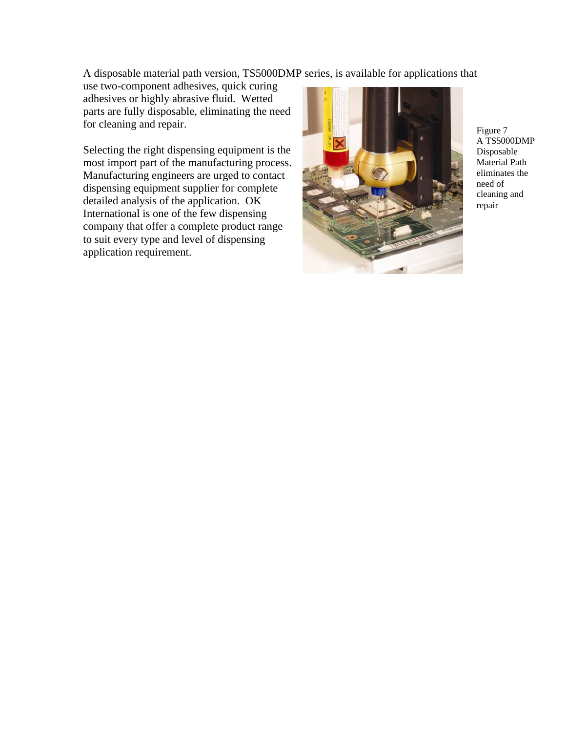A disposable material path version, TS5000DMP series, is available for applications that use two-component adhesives, quick curing adhesives or highly abrasive fluid. Wetted parts are fully disposable, eliminating the need for cleaning and repair.

Selecting the right dispensing equipment is the most import part of the manufacturing process. Manufacturing engineers are urged to contact dispensing equipment supplier for complete detailed analysis of the application. OK International is one of the few dispensing company that offer a complete product range to suit every type and level of dispensing application requirement.

Figure 7
A TS5000DMP Disposable Material Path eliminates the need of cleaning and repair